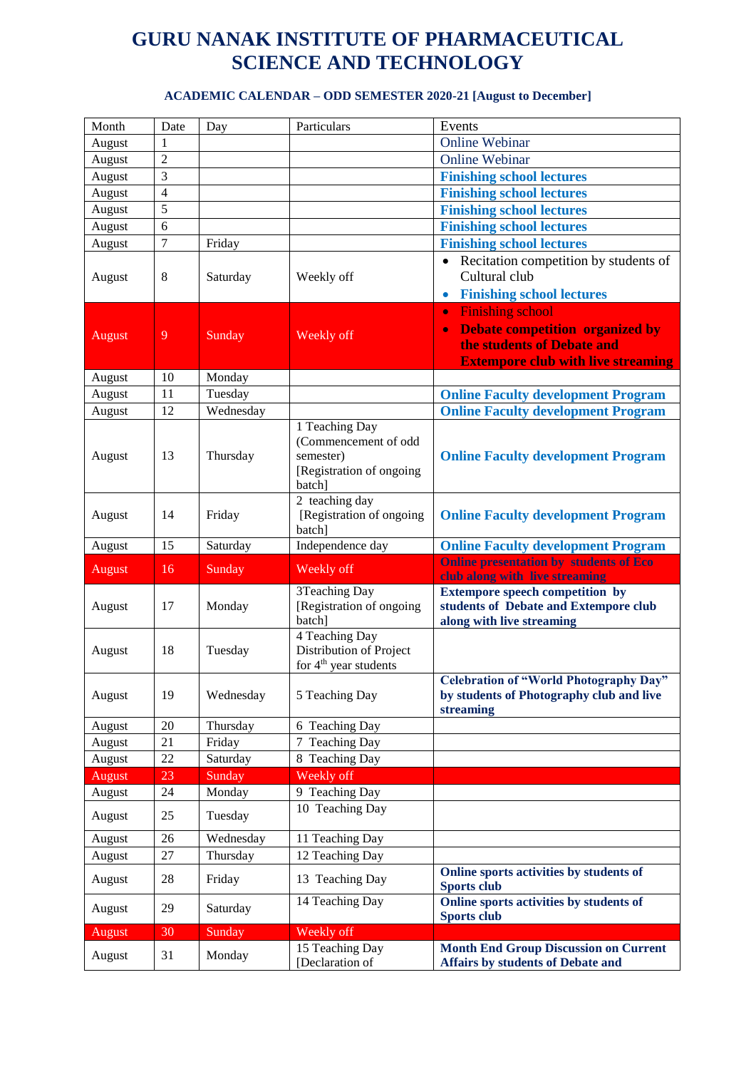# GURU NANAK INSTITUTE OF PHARMACEUTICAL SCIENCE AND TECHNOLOGY

### ACADEMIC CALENDAR – ODD SEMESTER 2020-21 [August to December]

| Month | Date | Day | Particulars | Events |
|---|---|---|---|---|
| August | 1 | | | Online Webinar |
| August | 2 | | | Online Webinar |
| August | 3 | | | **Finishing school lectures** |
| August | 4 | | | **Finishing school lectures** |
| August | 5 | | | **Finishing school lectures** |
| August | 6 | | | **Finishing school lectures** |
| August | 7 | Friday | | **Finishing school lectures** |
| August | 8 | Saturday | Weekly off | • Recitation competition by students of Cultural club<br>• **Finishing school lectures** |
| August | 9 | Sunday | Weekly off | • Finishing school<br>• **Debate competition organized by the students of Debate and Extempore club with live streaming** |
| August | 10 | Monday | | |
| August | 11 | Tuesday | | **Online Faculty development Program** |
| August | 12 | Wednesday | | **Online Faculty development Program** |
| August | 13 | Thursday | 1 Teaching Day (Commencement of odd semester) [Registration of ongoing batch] | **Online Faculty development Program** |
| August | 14 | Friday | 2 teaching day [Registration of ongoing batch] | **Online Faculty development Program** |
| August | 15 | Saturday | Independence day | **Online Faculty development Program** |
| August | 16 | Sunday | Weekly off | **Online presentation by students of Eco club along with live streaming** |
| August | 17 | Monday | 3Teaching Day [Registration of ongoing batch] | **Extempore speech competition by students of Debate and Extempore club along with live streaming** |
| August | 18 | Tuesday | 4 Teaching Day Distribution of Project for 4th year students | |
| August | 19 | Wednesday | 5 Teaching Day | **Celebration of "World Photography Day" by students of Photography club and live streaming** |
| August | 20 | Thursday | 6 Teaching Day | |
| August | 21 | Friday | 7 Teaching Day | |
| August | 22 | Saturday | 8 Teaching Day | |
| August | 23 | Sunday | Weekly off | |
| August | 24 | Monday | 9 Teaching Day | |
| August | 25 | Tuesday | 10 Teaching Day | |
| August | 26 | Wednesday | 11 Teaching Day | |
| August | 27 | Thursday | 12 Teaching Day | |
| August | 28 | Friday | 13 Teaching Day | **Online sports activities by students of Sports club** |
| August | 29 | Saturday | 14 Teaching Day | **Online sports activities by students of Sports club** |
| August | 30 | Sunday | Weekly off | |
| August | 31 | Monday | 15 Teaching Day [Declaration of | **Month End Group Discussion on Current Affairs by students of Debate and** |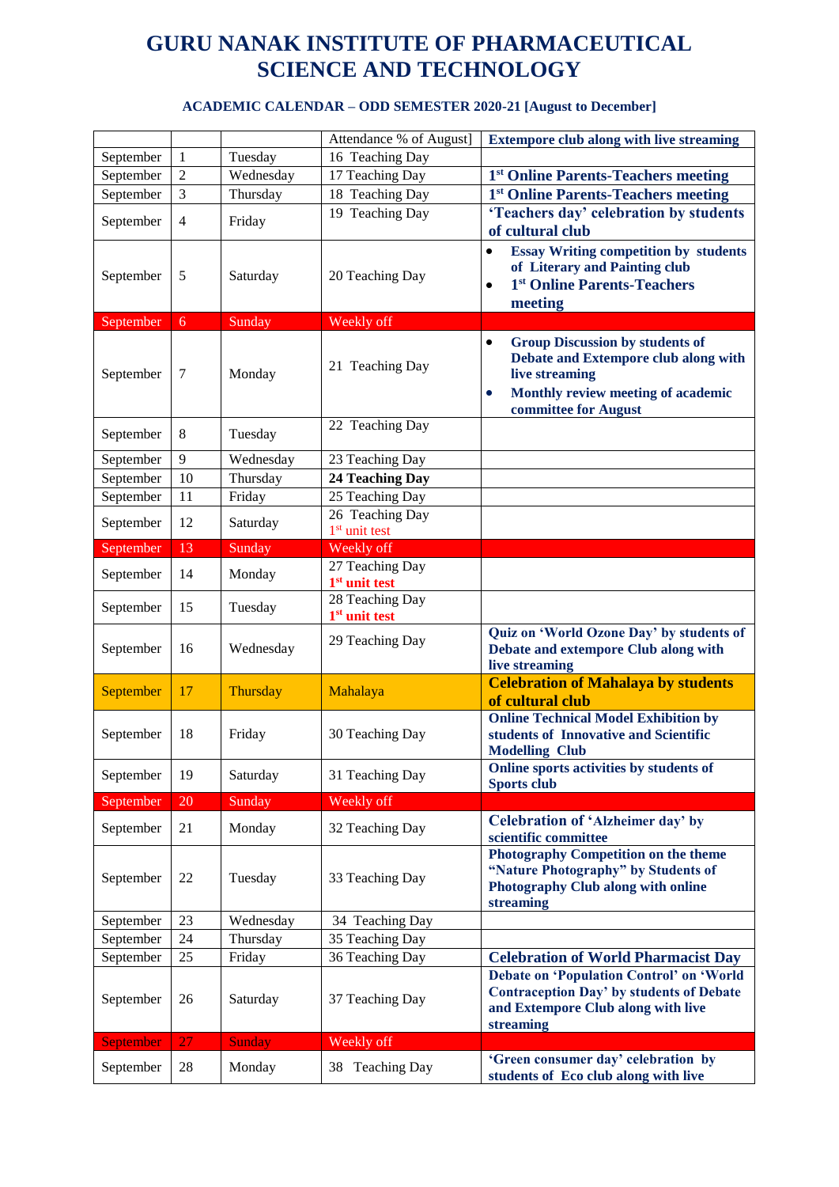# GURU NANAK INSTITUTE OF PHARMACEUTICAL SCIENCE AND TECHNOLOGY

### ACADEMIC CALENDAR – ODD SEMESTER 2020-21 [August to December]

| | | | Attendance % of August] | **Extempore club along with live streaming** |
|---|---|---|---|---|
| September | 1 | Tuesday | 16 Teaching Day | |
| September | 2 | Wednesday | 17 Teaching Day | **1st Online Parents-Teachers meeting** |
| September | 3 | Thursday | 18 Teaching Day | **1st Online Parents-Teachers meeting** |
| September | 4 | Friday | 19 Teaching Day | **'Teachers day' celebration by students of cultural club** |
| September | 5 | Saturday | 20 Teaching Day | • **Essay Writing competition by students of Literary and Painting club** <br> • **1st Online Parents-Teachers meeting** |
| September | 6 | Sunday | Weekly off | |
| September | 7 | Monday | 21 Teaching Day | • **Group Discussion by students of Debate and Extempore club along with live streaming** <br> • **Monthly review meeting of academic committee for August** |
| September | 8 | Tuesday | 22 Teaching Day | |
| September | 9 | Wednesday | 23 Teaching Day | |
| September | 10 | Thursday | **24 Teaching Day** | |
| September | 11 | Friday | 25 Teaching Day | |
| September | 12 | Saturday | 26 Teaching Day <br> 1st unit test | |
| September | 13 | Sunday | Weekly off | |
| September | 14 | Monday | 27 Teaching Day <br> **1st unit test** | |
| September | 15 | Tuesday | 28 Teaching Day <br> **1st unit test** | |
| September | 16 | Wednesday | 29 Teaching Day | **Quiz on 'World Ozone Day' by students of Debate and extempore Club along with live streaming** |
| September | 17 | Thursday | Mahalaya | **Celebration of Mahalaya by students of cultural club** |
| September | 18 | Friday | 30 Teaching Day | **Online Technical Model Exhibition by students of Innovative and Scientific Modelling Club** |
| September | 19 | Saturday | 31 Teaching Day | **Online sports activities by students of Sports club** |
| September | 20 | Sunday | Weekly off | |
| September | 21 | Monday | 32 Teaching Day | **Celebration of 'Alzheimer day' by scientific committee** |
| September | 22 | Tuesday | 33 Teaching Day | **Photography Competition on the theme "Nature Photography" by Students of Photography Club along with online streaming** |
| September | 23 | Wednesday | 34 Teaching Day | |
| September | 24 | Thursday | 35 Teaching Day | |
| September | 25 | Friday | 36 Teaching Day | **Celebration of World Pharmacist Day** |
| September | 26 | Saturday | 37 Teaching Day | **Debate on 'Population Control' on 'World Contraception Day' by students of Debate and Extempore Club along with live streaming** |
| September | 27 | Sunday | Weekly off | |
| September | 28 | Monday | 38 Teaching Day | **'Green consumer day' celebration by students of Eco club along with live** |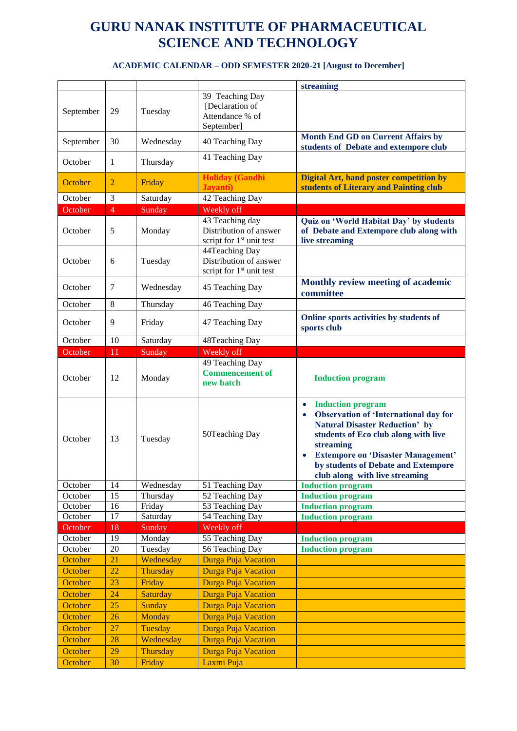# GURU NANAK INSTITUTE OF PHARMACEUTICAL SCIENCE AND TECHNOLOGY

### ACADEMIC CALENDAR – ODD SEMESTER 2020-21 [August to December]

| | | | | |
|---|---|---|---|---|
| | | | | **streaming** |
| September | 29 | Tuesday | 39 Teaching Day [Declaration of Attendance % of September] | |
| September | 30 | Wednesday | 40 Teaching Day | **Month End GD on Current Affairs by students of Debate and extempore club** |
| October | 1 | Thursday | 41 Teaching Day | |
| October | 2 | Friday | **Holiday (Gandhi Jayanti)** | **Digital Art, hand poster competition by students of Literary and Painting club** |
| October | 3 | Saturday | 42 Teaching Day | |
| October | 4 | Sunday | Weekly off | |
| October | 5 | Monday | 43 Teaching day Distribution of answer script for 1st unit test | **Quiz on 'World Habitat Day' by students of Debate and Extempore club along with live streaming** |
| October | 6 | Tuesday | 44Teaching Day Distribution of answer script for 1st unit test | |
| October | 7 | Wednesday | 45 Teaching Day | **Monthly review meeting of academic committee** |
| October | 8 | Thursday | 46 Teaching Day | |
| October | 9 | Friday | 47 Teaching Day | **Online sports activities by students of sports club** |
| October | 10 | Saturday | 48Teaching Day | |
| October | 11 | Sunday | Weekly off | |
| October | 12 | Monday | 49 Teaching Day **Commencement of new batch** | **Induction program** |
| October | 13 | Tuesday | 50Teaching Day | • **Induction program** • **Observation of 'International day for Natural Disaster Reduction' by students of Eco club along with live streaming** • **Extempore on 'Disaster Management' by students of Debate and Extempore club along with live streaming** |
| October | 14 | Wednesday | 51 Teaching Day | **Induction program** |
| October | 15 | Thursday | 52 Teaching Day | **Induction program** |
| October | 16 | Friday | 53 Teaching Day | **Induction program** |
| October | 17 | Saturday | 54 Teaching Day | **Induction program** |
| October | 18 | Sunday | Weekly off | |
| October | 19 | Monday | 55 Teaching Day | **Induction program** |
| October | 20 | Tuesday | 56 Teaching Day | **Induction program** |
| October | 21 | Wednesday | Durga Puja Vacation | |
| October | 22 | Thursday | Durga Puja Vacation | |
| October | 23 | Friday | Durga Puja Vacation | |
| October | 24 | Saturday | Durga Puja Vacation | |
| October | 25 | Sunday | Durga Puja Vacation | |
| October | 26 | Monday | Durga Puja Vacation | |
| October | 27 | Tuesday | Durga Puja Vacation | |
| October | 28 | Wednesday | Durga Puja Vacation | |
| October | 29 | Thursday | Durga Puja Vacation | |
| October | 30 | Friday | Laxmi Puja | |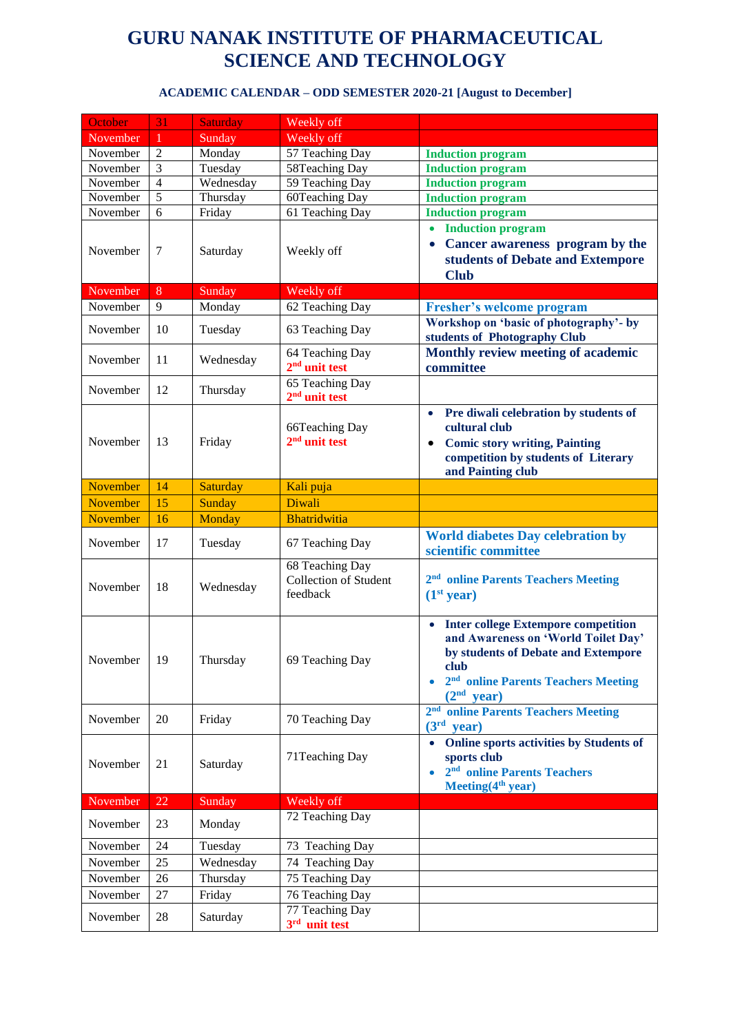# GURU NANAK INSTITUTE OF PHARMACEUTICAL SCIENCE AND TECHNOLOGY

### ACADEMIC CALENDAR – ODD SEMESTER 2020-21 [August to December]

| | | | | |
|---|---|---|---|---|
| October | 31 | Saturday | Weekly off | |
| November | 1 | Sunday | Weekly off | |
| November | 2 | Monday | 57 Teaching Day | **Induction program** |
| November | 3 | Tuesday | 58Teaching Day | **Induction program** |
| November | 4 | Wednesday | 59 Teaching Day | **Induction program** |
| November | 5 | Thursday | 60Teaching Day | **Induction program** |
| November | 6 | Friday | 61 Teaching Day | **Induction program** |
| November | 7 | Saturday | Weekly off | • **Induction program**<br>• **Cancer awareness program by the students of Debate and Extempore Club** |
| November | 8 | Sunday | Weekly off | |
| November | 9 | Monday | 62 Teaching Day | **Fresher's welcome program** |
| November | 10 | Tuesday | 63 Teaching Day | **Workshop on 'basic of photography'- by students of Photography Club** |
| November | 11 | Wednesday | 64 Teaching Day<br>**2nd unit test** | **Monthly review meeting of academic committee** |
| November | 12 | Thursday | 65 Teaching Day<br>**2nd unit test** | |
| November | 13 | Friday | 66Teaching Day<br>**2nd unit test** | • **Pre diwali celebration by students of cultural club**<br>• **Comic story writing, Painting competition by students of Literary and Painting club** |
| November | 14 | Saturday | Kali puja | |
| November | 15 | Sunday | Diwali | |
| November | 16 | Monday | Bhatridwitia | |
| November | 17 | Tuesday | 67 Teaching Day | **World diabetes Day celebration by scientific committee** |
| November | 18 | Wednesday | 68 Teaching Day<br>Collection of Student feedback | **2nd online Parents Teachers Meeting (1st year)** |
| November | 19 | Thursday | 69 Teaching Day | • **Inter college Extempore competition and Awareness on 'World Toilet Day' by students of Debate and Extempore club**<br>• **2nd online Parents Teachers Meeting (2nd year)** |
| November | 20 | Friday | 70 Teaching Day | **2nd online Parents Teachers Meeting (3rd year)** |
| November | 21 | Saturday | 71Teaching Day | • **Online sports activities by Students of sports club**<br>• **2nd online Parents Teachers Meeting(4th year)** |
| November | 22 | Sunday | Weekly off | |
| November | 23 | Monday | 72 Teaching Day | |
| November | 24 | Tuesday | 73 Teaching Day | |
| November | 25 | Wednesday | 74 Teaching Day | |
| November | 26 | Thursday | 75 Teaching Day | |
| November | 27 | Friday | 76 Teaching Day | |
| November | 28 | Saturday | 77 Teaching Day<br>**3rd unit test** | |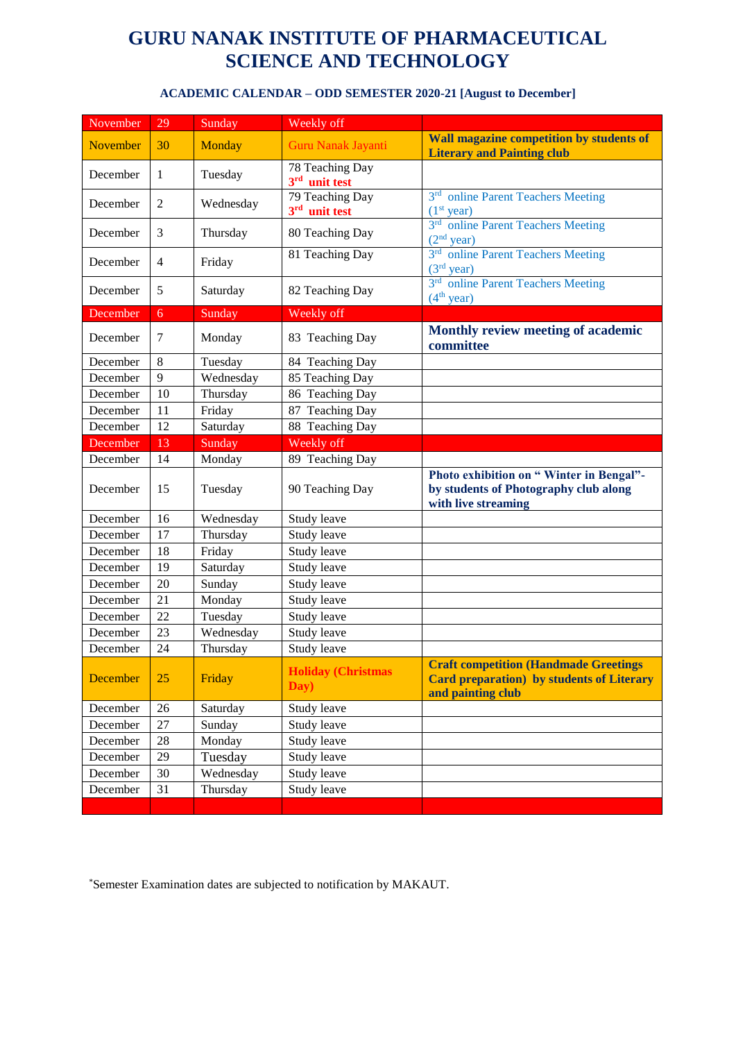# GURU NANAK INSTITUTE OF PHARMACEUTICAL SCIENCE AND TECHNOLOGY

### ACADEMIC CALENDAR – ODD SEMESTER 2020-21 [August to December]

| | | | | |
|---|---|---|---|---|
| November | 29 | Sunday | Weekly off | |
| November | 30 | Monday | Guru Nanak Jayanti | **Wall magazine competition by students of Literary and Painting club** |
| December | 1 | Tuesday | 78 Teaching Day **3rd unit test** | |
| December | 2 | Wednesday | 79 Teaching Day **3rd unit test** | 3rd online Parent Teachers Meeting (1st year) |
| December | 3 | Thursday | 80 Teaching Day | 3rd online Parent Teachers Meeting (2nd year) |
| December | 4 | Friday | 81 Teaching Day | 3rd online Parent Teachers Meeting (3rd year) |
| December | 5 | Saturday | 82 Teaching Day | 3rd online Parent Teachers Meeting (4th year) |
| December | 6 | Sunday | Weekly off | |
| December | 7 | Monday | 83 Teaching Day | **Monthly review meeting of academic committee** |
| December | 8 | Tuesday | 84 Teaching Day | |
| December | 9 | Wednesday | 85 Teaching Day | |
| December | 10 | Thursday | 86 Teaching Day | |
| December | 11 | Friday | 87 Teaching Day | |
| December | 12 | Saturday | 88 Teaching Day | |
| December | 13 | Sunday | Weekly off | |
| December | 14 | Monday | 89 Teaching Day | |
| December | 15 | Tuesday | 90 Teaching Day | **Photo exhibition on " Winter in Bengal"- by students of Photography club along with live streaming** |
| December | 16 | Wednesday | Study leave | |
| December | 17 | Thursday | Study leave | |
| December | 18 | Friday | Study leave | |
| December | 19 | Saturday | Study leave | |
| December | 20 | Sunday | Study leave | |
| December | 21 | Monday | Study leave | |
| December | 22 | Tuesday | Study leave | |
| December | 23 | Wednesday | Study leave | |
| December | 24 | Thursday | Study leave | |
| December | 25 | Friday | **Holiday (Christmas Day)** | **Craft competition (Handmade Greetings Card preparation) by students of Literary and painting club** |
| December | 26 | Saturday | Study leave | |
| December | 27 | Sunday | Study leave | |
| December | 28 | Monday | Study leave | |
| December | 29 | Tuesday | Study leave | |
| December | 30 | Wednesday | Study leave | |
| December | 31 | Thursday | Study leave | |

*Semester Examination dates are subjected to notification by MAKAUT.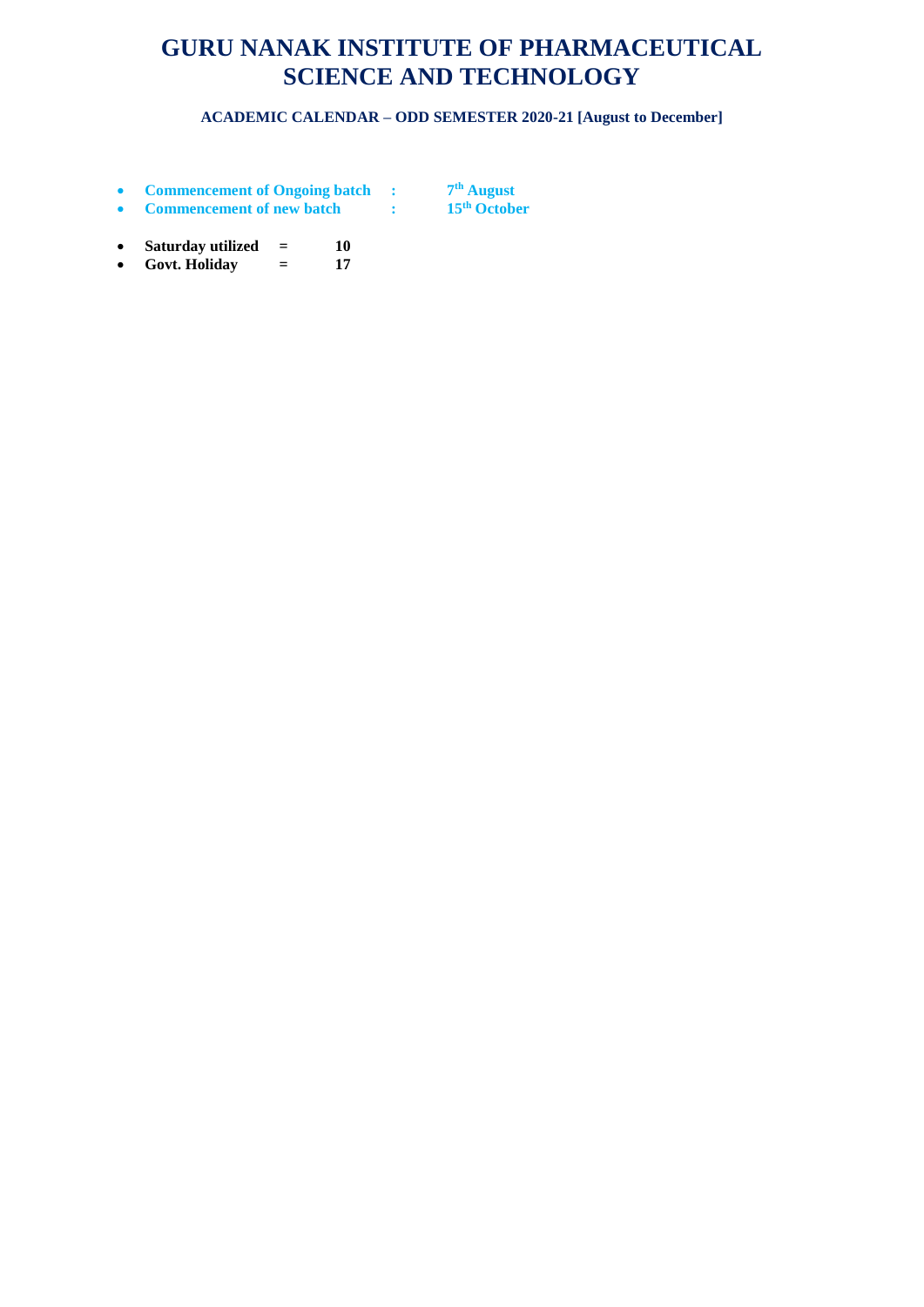# GURU NANAK INSTITUTE OF PHARMACEUTICAL SCIENCE AND TECHNOLOGY

**ACADEMIC CALENDAR – ODD SEMESTER 2020-21 [August to December]**

- **Commencement of Ongoing batch : 7th August**
- **Commencement of new batch : 15th October**

- **Saturday utilized = 10**
- **Govt. Holiday = 17**